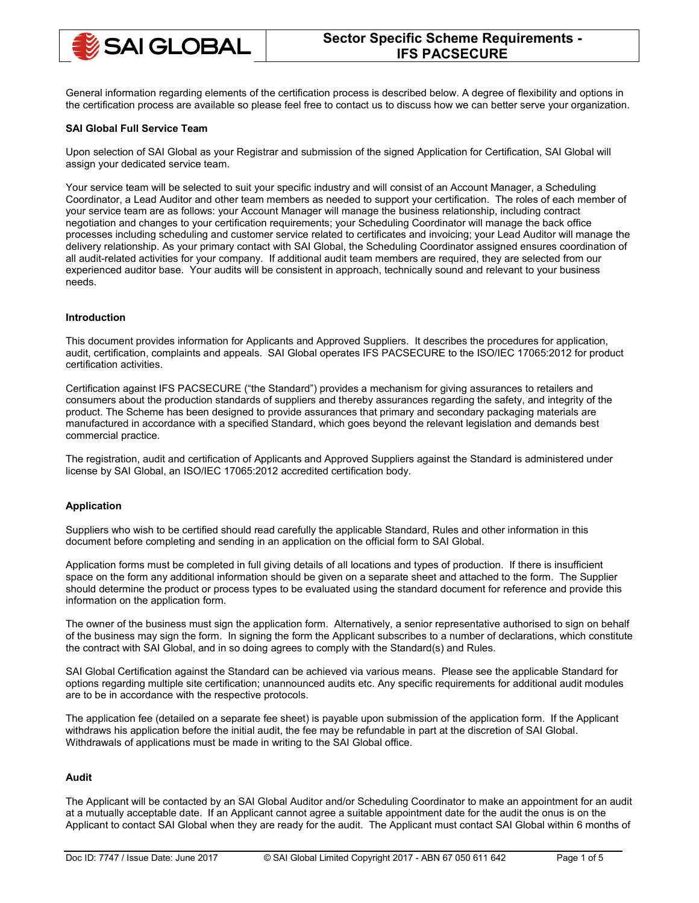# Sector Specific Scheme Requirements - IFS PACSECURE

General information regarding elements of the certification process is described below. A degree of flexibility and options in the certification process are available so please feel free to contact us to discuss how we can better serve your organization.

**SAI Global Full Service Team**

Upon selection of SAI Global as your Registrar and submission of the signed Application for Certification, SAI Global will assign your dedicated service team.

Your service team will be selected to suit your specific industry and will consist of an Account Manager, a Scheduling Coordinator, a Lead Auditor and other team members as needed to support your certification. The roles of each member of your service team are as follows: your Account Manager will manage the business relationship, including contract negotiation and changes to your certification requirements; your Scheduling Coordinator will manage the back office processes including scheduling and customer service related to certificates and invoicing; your Lead Auditor will manage the delivery relationship. As your primary contact with SAI Global, the Scheduling Coordinator assigned ensures coordination of all audit-related activities for your company. If additional audit team members are required, they are selected from our experienced auditor base. Your audits will be consistent in approach, technically sound and relevant to your business needs.

**Introduction**

This document provides information for Applicants and Approved Suppliers. It describes the procedures for application, audit, certification, complaints and appeals. SAI Global operates IFS PACSECURE to the ISO/IEC 17065:2012 for product certification activities.

Certification against IFS PACSECURE ("the Standard") provides a mechanism for giving assurances to retailers and consumers about the production standards of suppliers and thereby assurances regarding the safety, and integrity of the product. The Scheme has been designed to provide assurances that primary and secondary packaging materials are manufactured in accordance with a specified Standard, which goes beyond the relevant legislation and demands best commercial practice.

The registration, audit and certification of Applicants and Approved Suppliers against the Standard is administered under license by SAI Global, an ISO/IEC 17065:2012 accredited certification body.

**Application**

Suppliers who wish to be certified should read carefully the applicable Standard, Rules and other information in this document before completing and sending in an application on the official form to SAI Global.

Application forms must be completed in full giving details of all locations and types of production. If there is insufficient space on the form any additional information should be given on a separate sheet and attached to the form. The Supplier should determine the product or process types to be evaluated using the standard document for reference and provide this information on the application form.

The owner of the business must sign the application form. Alternatively, a senior representative authorised to sign on behalf of the business may sign the form. In signing the form the Applicant subscribes to a number of declarations, which constitute the contract with SAI Global, and in so doing agrees to comply with the Standard(s) and Rules.

SAI Global Certification against the Standard can be achieved via various means. Please see the applicable Standard for options regarding multiple site certification; unannounced audits etc. Any specific requirements for additional audit modules are to be in accordance with the respective protocols.

The application fee (detailed on a separate fee sheet) is payable upon submission of the application form. If the Applicant withdraws his application before the initial audit, the fee may be refundable in part at the discretion of SAI Global. Withdrawals of applications must be made in writing to the SAI Global office.

**Audit**

The Applicant will be contacted by an SAI Global Auditor and/or Scheduling Coordinator to make an appointment for an audit at a mutually acceptable date. If an Applicant cannot agree a suitable appointment date for the audit the onus is on the Applicant to contact SAI Global when they are ready for the audit. The Applicant must contact SAI Global within 6 months of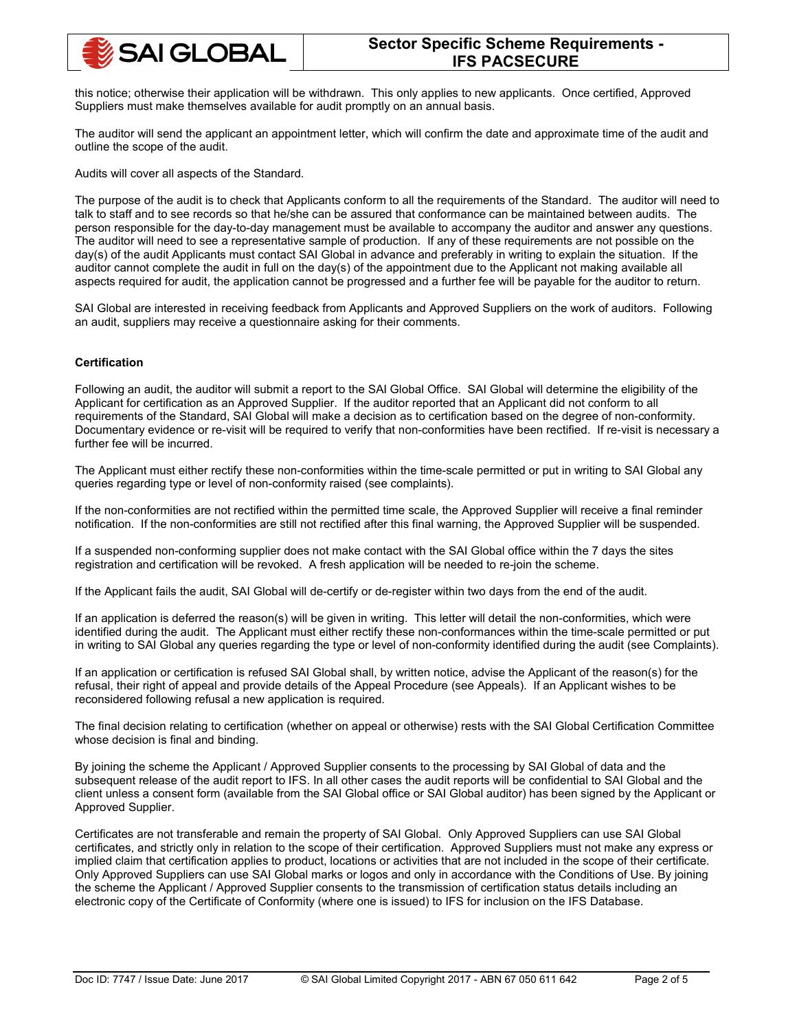this notice; otherwise their application will be withdrawn. This only applies to new applicants. Once certified, Approved Suppliers must make themselves available for audit promptly on an annual basis.

The auditor will send the applicant an appointment letter, which will confirm the date and approximate time of the audit and outline the scope of the audit.

Audits will cover all aspects of the Standard.

The purpose of the audit is to check that Applicants conform to all the requirements of the Standard. The auditor will need to talk to staff and to see records so that he/she can be assured that conformance can be maintained between audits. The person responsible for the day-to-day management must be available to accompany the auditor and answer any questions. The auditor will need to see a representative sample of production. If any of these requirements are not possible on the day(s) of the audit Applicants must contact SAI Global in advance and preferably in writing to explain the situation. If the auditor cannot complete the audit in full on the day(s) of the appointment due to the Applicant not making available all aspects required for audit, the application cannot be progressed and a further fee will be payable for the auditor to return.

SAI Global are interested in receiving feedback from Applicants and Approved Suppliers on the work of auditors. Following an audit, suppliers may receive a questionnaire asking for their comments.

**Certification**

Following an audit, the auditor will submit a report to the SAI Global Office. SAI Global will determine the eligibility of the Applicant for certification as an Approved Supplier. If the auditor reported that an Applicant did not conform to all requirements of the Standard, SAI Global will make a decision as to certification based on the degree of non-conformity. Documentary evidence or re-visit will be required to verify that non-conformities have been rectified. If re-visit is necessary a further fee will be incurred.

The Applicant must either rectify these non-conformities within the time-scale permitted or put in writing to SAI Global any queries regarding type or level of non-conformity raised (see complaints).

If the non-conformities are not rectified within the permitted time scale, the Approved Supplier will receive a final reminder notification. If the non-conformities are still not rectified after this final warning, the Approved Supplier will be suspended.

If a suspended non-conforming supplier does not make contact with the SAI Global office within the 7 days the sites registration and certification will be revoked. A fresh application will be needed to re-join the scheme.

If the Applicant fails the audit, SAI Global will de-certify or de-register within two days from the end of the audit.

If an application is deferred the reason(s) will be given in writing. This letter will detail the non-conformities, which were identified during the audit. The Applicant must either rectify these non-conformances within the time-scale permitted or put in writing to SAI Global any queries regarding the type or level of non-conformity identified during the audit (see Complaints).

If an application or certification is refused SAI Global shall, by written notice, advise the Applicant of the reason(s) for the refusal, their right of appeal and provide details of the Appeal Procedure (see Appeals). If an Applicant wishes to be reconsidered following refusal a new application is required.

The final decision relating to certification (whether on appeal or otherwise) rests with the SAI Global Certification Committee whose decision is final and binding.

By joining the scheme the Applicant / Approved Supplier consents to the processing by SAI Global of data and the subsequent release of the audit report to IFS. In all other cases the audit reports will be confidential to SAI Global and the client unless a consent form (available from the SAI Global office or SAI Global auditor) has been signed by the Applicant or Approved Supplier.

Certificates are not transferable and remain the property of SAI Global. Only Approved Suppliers can use SAI Global certificates, and strictly only in relation to the scope of their certification. Approved Suppliers must not make any express or implied claim that certification applies to product, locations or activities that are not included in the scope of their certificate. Only Approved Suppliers can use SAI Global marks or logos and only in accordance with the Conditions of Use. By joining the scheme the Applicant / Approved Supplier consents to the transmission of certification status details including an electronic copy of the Certificate of Conformity (where one is issued) to IFS for inclusion on the IFS Database.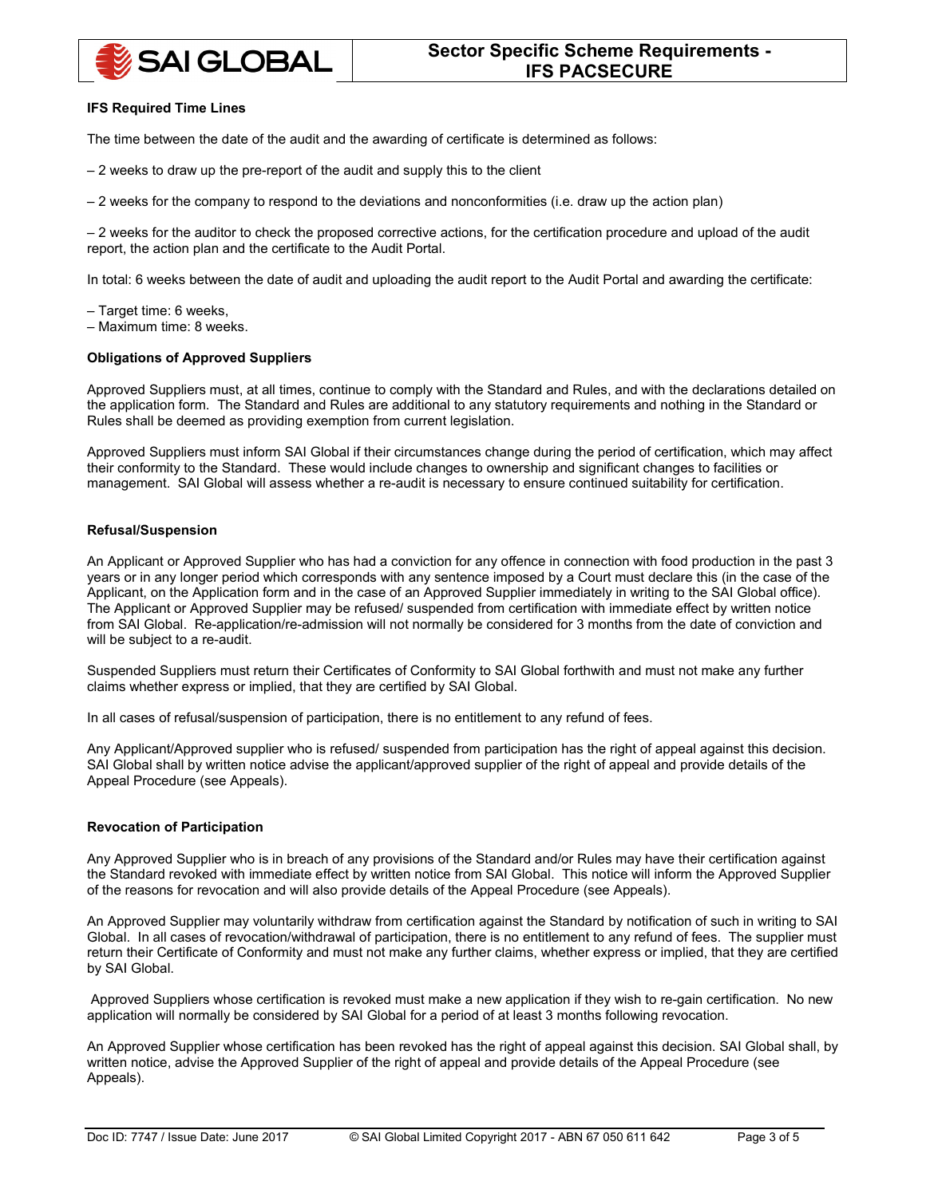### IFS Required Time Lines

The time between the date of the audit and the awarding of certificate is determined as follows:

– 2 weeks to draw up the pre-report of the audit and supply this to the client

– 2 weeks for the company to respond to the deviations and nonconformities (i.e. draw up the action plan)

– 2 weeks for the auditor to check the proposed corrective actions, for the certification procedure and upload of the audit report, the action plan and the certificate to the Audit Portal.

In total: 6 weeks between the date of audit and uploading the audit report to the Audit Portal and awarding the certificate:

– Target time: 6 weeks,
– Maximum time: 8 weeks.

### Obligations of Approved Suppliers

Approved Suppliers must, at all times, continue to comply with the Standard and Rules, and with the declarations detailed on the application form. The Standard and Rules are additional to any statutory requirements and nothing in the Standard or Rules shall be deemed as providing exemption from current legislation.

Approved Suppliers must inform SAI Global if their circumstances change during the period of certification, which may affect their conformity to the Standard. These would include changes to ownership and significant changes to facilities or management. SAI Global will assess whether a re-audit is necessary to ensure continued suitability for certification.

### Refusal/Suspension

An Applicant or Approved Supplier who has had a conviction for any offence in connection with food production in the past 3 years or in any longer period which corresponds with any sentence imposed by a Court must declare this (in the case of the Applicant, on the Application form and in the case of an Approved Supplier immediately in writing to the SAI Global office). The Applicant or Approved Supplier may be refused/ suspended from certification with immediate effect by written notice from SAI Global. Re-application/re-admission will not normally be considered for 3 months from the date of conviction and will be subject to a re-audit.

Suspended Suppliers must return their Certificates of Conformity to SAI Global forthwith and must not make any further claims whether express or implied, that they are certified by SAI Global.

In all cases of refusal/suspension of participation, there is no entitlement to any refund of fees.

Any Applicant/Approved supplier who is refused/ suspended from participation has the right of appeal against this decision. SAI Global shall by written notice advise the applicant/approved supplier of the right of appeal and provide details of the Appeal Procedure (see Appeals).

### Revocation of Participation

Any Approved Supplier who is in breach of any provisions of the Standard and/or Rules may have their certification against the Standard revoked with immediate effect by written notice from SAI Global. This notice will inform the Approved Supplier of the reasons for revocation and will also provide details of the Appeal Procedure (see Appeals).

An Approved Supplier may voluntarily withdraw from certification against the Standard by notification of such in writing to SAI Global. In all cases of revocation/withdrawal of participation, there is no entitlement to any refund of fees. The supplier must return their Certificate of Conformity and must not make any further claims, whether express or implied, that they are certified by SAI Global.

Approved Suppliers whose certification is revoked must make a new application if they wish to re-gain certification. No new application will normally be considered by SAI Global for a period of at least 3 months following revocation.

An Approved Supplier whose certification has been revoked has the right of appeal against this decision. SAI Global shall, by written notice, advise the Approved Supplier of the right of appeal and provide details of the Appeal Procedure (see Appeals).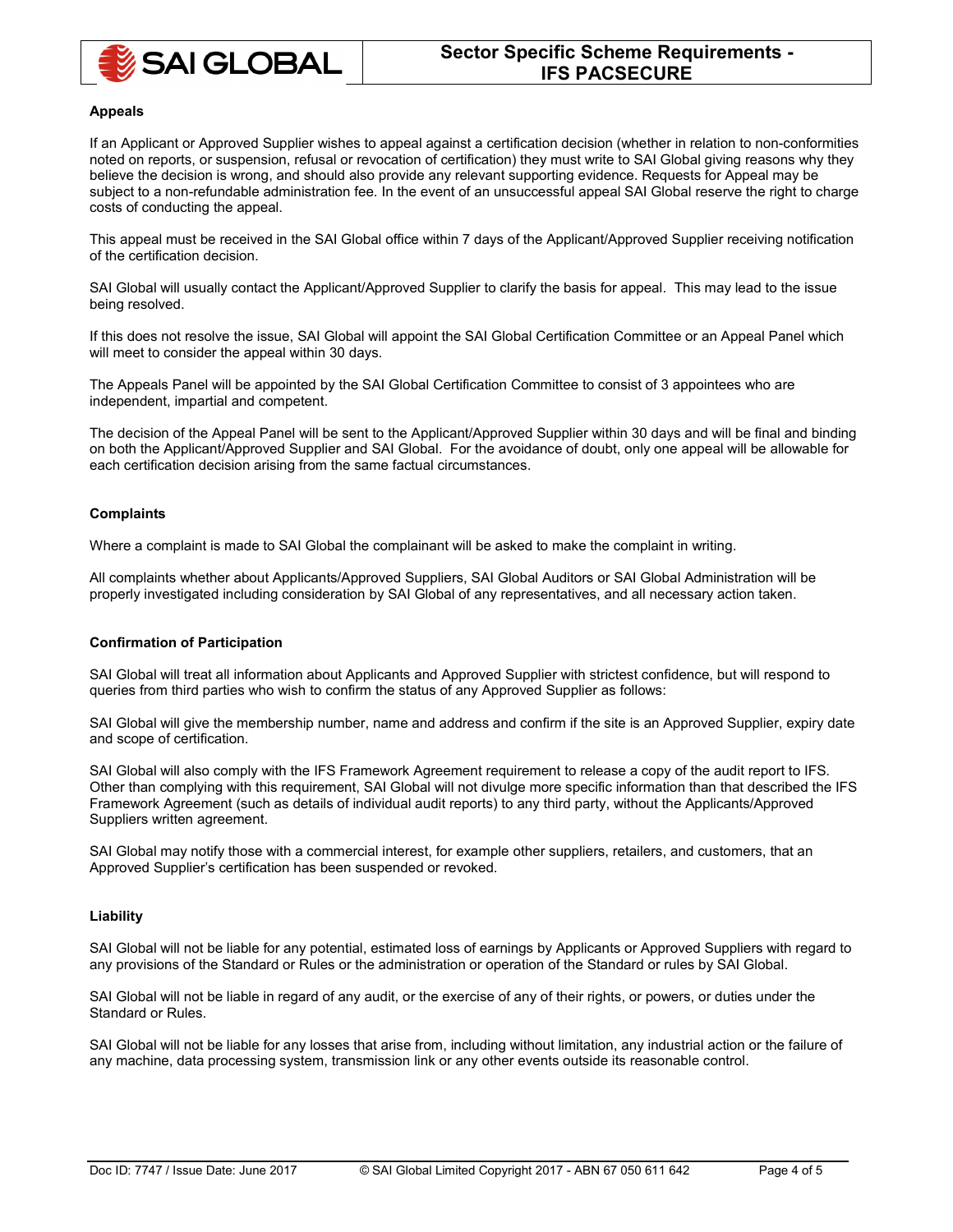## Appeals

If an Applicant or Approved Supplier wishes to appeal against a certification decision (whether in relation to non-conformities noted on reports, or suspension, refusal or revocation of certification) they must write to SAI Global giving reasons why they believe the decision is wrong, and should also provide any relevant supporting evidence. Requests for Appeal may be subject to a non-refundable administration fee. In the event of an unsuccessful appeal SAI Global reserve the right to charge costs of conducting the appeal.

This appeal must be received in the SAI Global office within 7 days of the Applicant/Approved Supplier receiving notification of the certification decision.

SAI Global will usually contact the Applicant/Approved Supplier to clarify the basis for appeal. This may lead to the issue being resolved.

If this does not resolve the issue, SAI Global will appoint the SAI Global Certification Committee or an Appeal Panel which will meet to consider the appeal within 30 days.

The Appeals Panel will be appointed by the SAI Global Certification Committee to consist of 3 appointees who are independent, impartial and competent.

The decision of the Appeal Panel will be sent to the Applicant/Approved Supplier within 30 days and will be final and binding on both the Applicant/Approved Supplier and SAI Global. For the avoidance of doubt, only one appeal will be allowable for each certification decision arising from the same factual circumstances.

## Complaints

Where a complaint is made to SAI Global the complainant will be asked to make the complaint in writing.

All complaints whether about Applicants/Approved Suppliers, SAI Global Auditors or SAI Global Administration will be properly investigated including consideration by SAI Global of any representatives, and all necessary action taken.

## Confirmation of Participation

SAI Global will treat all information about Applicants and Approved Supplier with strictest confidence, but will respond to queries from third parties who wish to confirm the status of any Approved Supplier as follows:

SAI Global will give the membership number, name and address and confirm if the site is an Approved Supplier, expiry date and scope of certification.

SAI Global will also comply with the IFS Framework Agreement requirement to release a copy of the audit report to IFS. Other than complying with this requirement, SAI Global will not divulge more specific information than that described the IFS Framework Agreement (such as details of individual audit reports) to any third party, without the Applicants/Approved Suppliers written agreement.

SAI Global may notify those with a commercial interest, for example other suppliers, retailers, and customers, that an Approved Supplier's certification has been suspended or revoked.

## Liability

SAI Global will not be liable for any potential, estimated loss of earnings by Applicants or Approved Suppliers with regard to any provisions of the Standard or Rules or the administration or operation of the Standard or rules by SAI Global.

SAI Global will not be liable in regard of any audit, or the exercise of any of their rights, or powers, or duties under the Standard or Rules.

SAI Global will not be liable for any losses that arise from, including without limitation, any industrial action or the failure of any machine, data processing system, transmission link or any other events outside its reasonable control.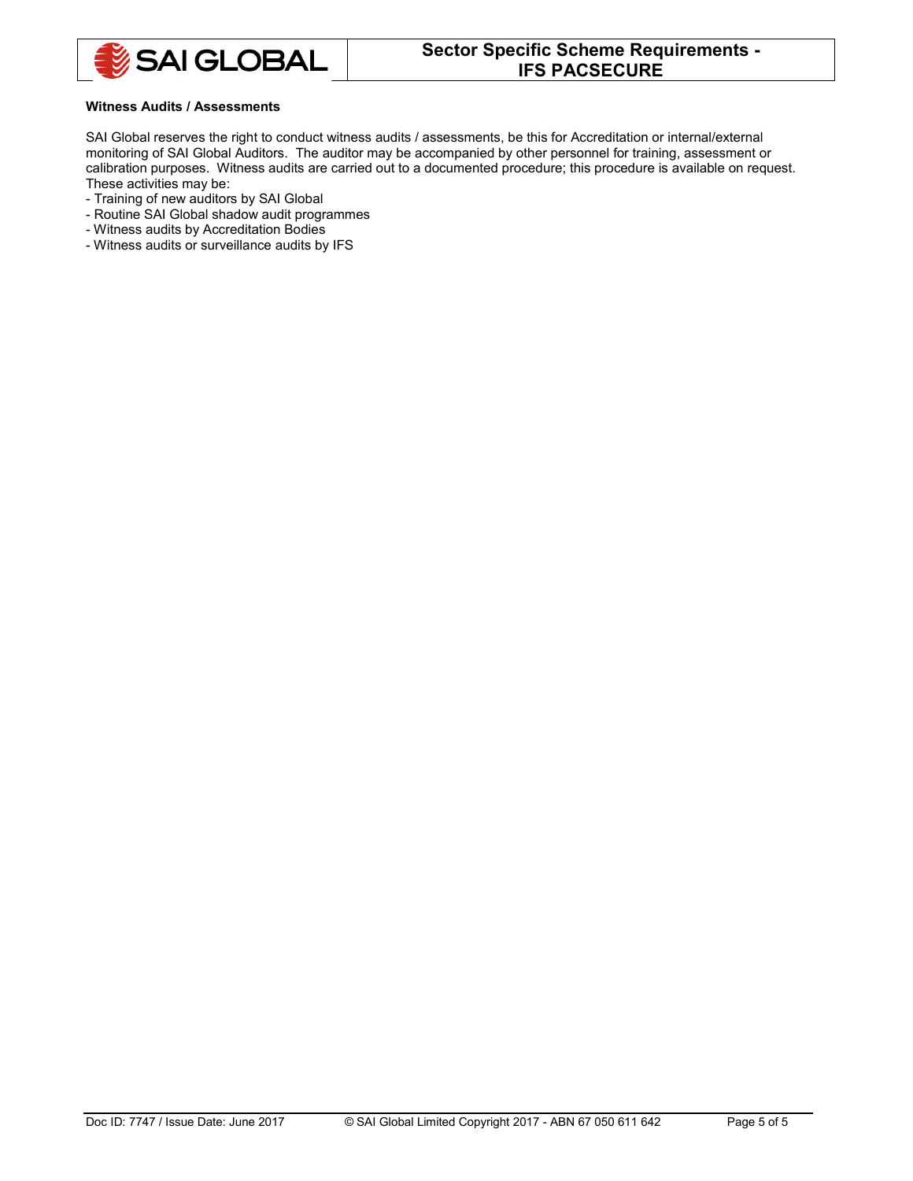**Witness Audits / Assessments**

SAI Global reserves the right to conduct witness audits / assessments, be this for Accreditation or internal/external monitoring of SAI Global Auditors. The auditor may be accompanied by other personnel for training, assessment or calibration purposes. Witness audits are carried out to a documented procedure; this procedure is available on request. These activities may be:

- Training of new auditors by SAI Global
- Routine SAI Global shadow audit programmes
- Witness audits by Accreditation Bodies
- Witness audits or surveillance audits by IFS